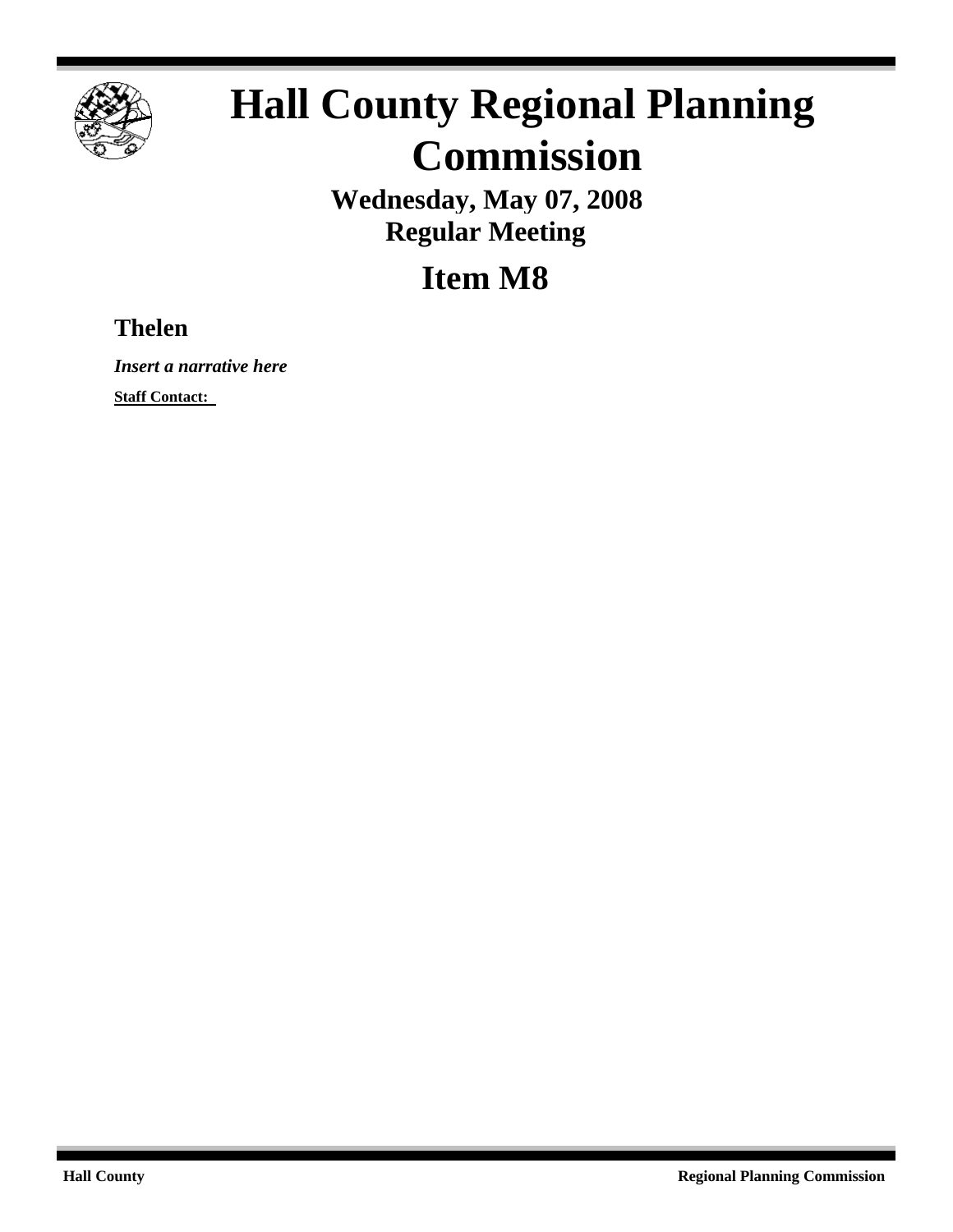# Hall County Regional Planning Commission

**Wednesday, May 07, 2008**
**Regular Meeting**

## Item M8

### Thelen

***Insert a narrative here***

**Staff Contact:**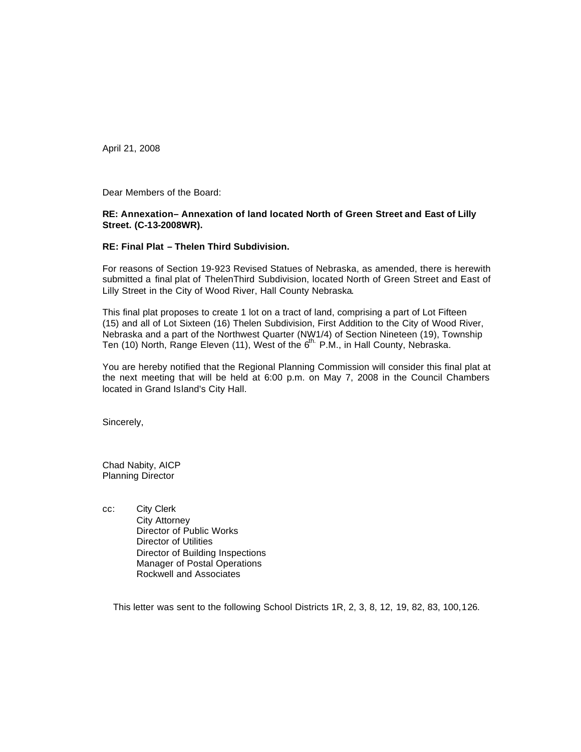April 21, 2008

Dear Members of the Board:

**RE: Annexation– Annexation of land located North of Green Street and East of Lilly Street. (C-13-2008WR).**

**RE: Final Plat – Thelen Third Subdivision.**

For reasons of Section 19-923 Revised Statues of Nebraska, as amended, there is herewith submitted a final plat of ThelenThird Subdivision, located North of Green Street and East of Lilly Street in the City of Wood River, Hall County Nebraska.

This final plat proposes to create 1 lot on a tract of land, comprising a part of Lot Fifteen (15) and all of Lot Sixteen (16) Thelen Subdivision, First Addition to the City of Wood River, Nebraska and a part of the Northwest Quarter (NW1/4) of Section Nineteen (19), Township Ten (10) North, Range Eleven (11), West of the 6th. P.M., in Hall County, Nebraska.

You are hereby notified that the Regional Planning Commission will consider this final plat at the next meeting that will be held at 6:00 p.m. on May 7, 2008 in the Council Chambers located in Grand Island's City Hall.

Sincerely,

Chad Nabity, AICP
Planning Director

cc: City Clerk
City Attorney
Director of Public Works
Director of Utilities
Director of Building Inspections
Manager of Postal Operations
Rockwell and Associates

This letter was sent to the following School Districts 1R, 2, 3, 8, 12, 19, 82, 83, 100,126.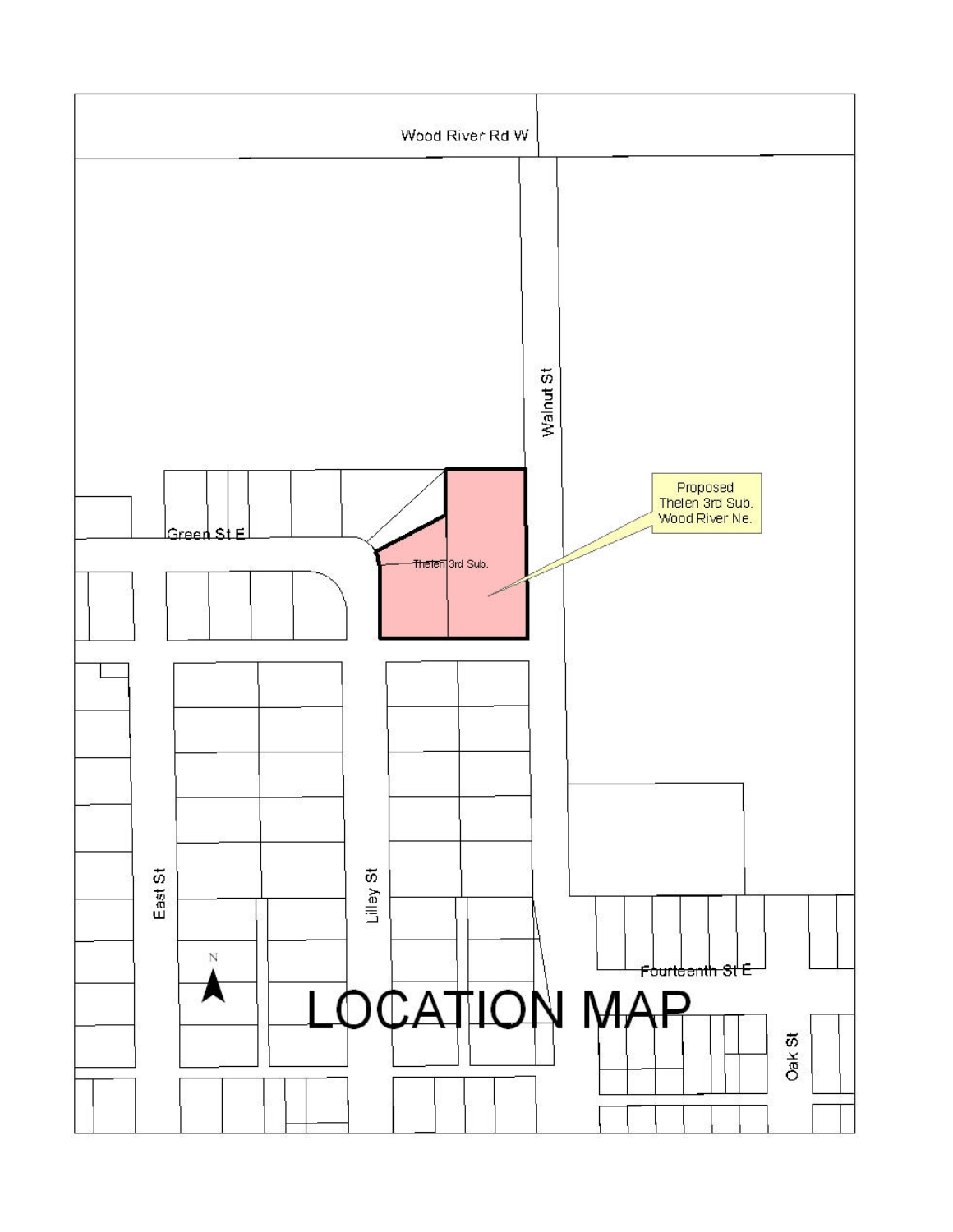# LOCATION MAP

Wood River Rd W

Walnut St

Green St E

Thelen 3rd Sub.

Proposed Thelen 3rd Sub. Wood River Ne.

East St

Lilley St

Fourteenth St E

Oak St

N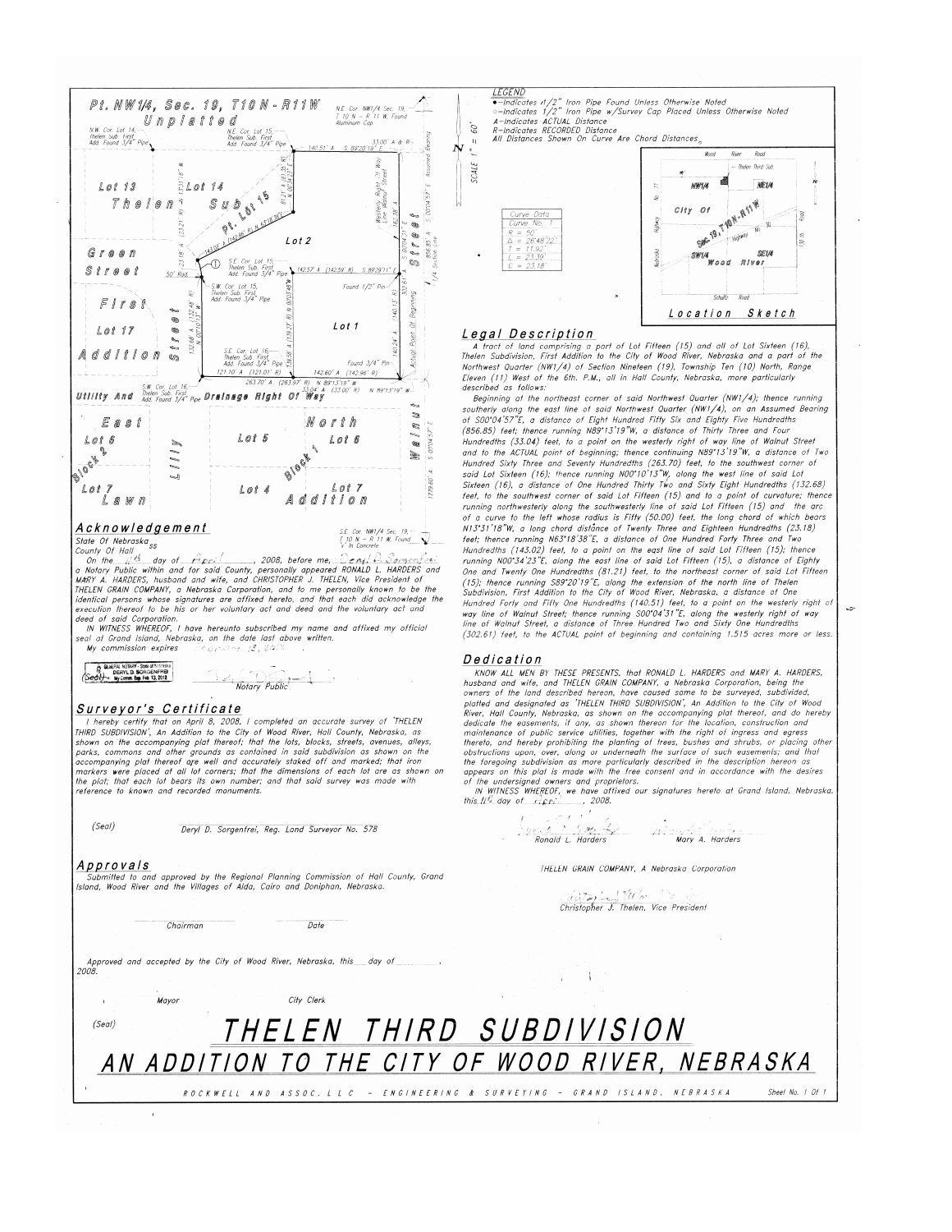# THELEN THIRD SUBDIVISION

# AN ADDITION TO THE CITY OF WOOD RIVER, NEBRASKA

Pt. NW1/4, Sec. 19, T10N-R11W
Unplatted

N.W. Cor. Lot 14, Thelen Sub. First Add. Found 3/4" Pipe
N.E. Cor. Lot 15, Thelen Sub. First Add. Found 3/4" Pipe
N.E. Cor. NW1/4 Sec. 19, T 10 N - R 11 W. Found Aluminum Cap
140.51' A S 89°20'19" E
33.00' A & R
Assumed Bearing
Lot 13 Thelen
Lot 14 Sub
Pt. Lot 15
Lot 2
Lot 1
Green Street
First
Lot 17 Addition
Street
50' Rad.
S.E. Cor. Lot 15, Thelen Sub. First Add. Found 3/4" Pipe
S.W. Cor. Lot 15, Thelen Sub. First Add. Found 3/4" Pipe
S.E. Cor. Lot 16, Thelen Sub. First Add. Found 3/4" Pipe
S.W. Cor. Lot 16, Thelen Sub. First Add. Found 3/4" Pipe
142.57' A (142.59' R) S 89°29'11" E
Found 1/2" Pin
Found 3/4" Pin
121.10' A (121.01' R)
142.60' A (142.96' R)
263.70' A (263.97' R) N 89°13'19" W
33.04' A (33.00' R) N 89°13'19" W
132.68' A (132.46' R) N 00°10'13" W
139.58' A (139.27' R) N 00°03'46" W
143.02' A (142.86' R) N 63°18'38" E
81.21' A (81.35' R) N 00°34'23" E
Westerly Right Of Way Line Walnut Street
162.78' A
302.61' A S 00°04'31" E
140.13' R
140.24' A
Actual Point Of Beginning
856.85' A S 00°04'57" E
1/4 Section Line
1779.60' A S 00°04'57" E
Walnut
Utility And Drainage Right Of Way
East
Lot 6
Block 2
Lot 7
Lawn
Lilly
Lot 5
Lot 4
North
Lot 6
Block 1
Lot 7
Addition
S.E. Cor. NW1/4 Sec. 19, T 10 N - R 11 W. Found 'x' In Concrete

SCALE 1" = 60'

## LEGEND

- ● -Indicates 1/2" Iron Pipe Found Unless Otherwise Noted
- ○ -Indicates 1/2" Iron Pipe w/Survey Cap Placed Unless Otherwise Noted
- A -Indicates ACTUAL Distance
- R -Indicates RECORDED Distance
- All Distances Shown On Curve Are Chord Distances

| Curve Data |
|---|
| Curve No. 1 |
| R = 50' |
| Δ = 26°48'22" |
| T = 11.92' |
| L = 23.39' |
| C = 23.18' |

Wood River Road
Thelen Third Sub
NW1/4
NE1/4
City Of
Sec. 19, T10N-R11W
SW1/4
SE1/4
Wood River
Nebraska Highway No. 11
Schultz Road

## Location Sketch

## Legal Description

A tract of land comprising a part of Lot Fifteen (15) and all of Lot Sixteen (16), Thelen Subdivision, First Addition to the City of Wood River, Nebraska and a part of the Northwest Quarter (NW1/4) of Section Nineteen (19), Township Ten (10) North, Range Eleven (11) West of the 6th. P.M., all in Hall County, Nebraska, more particularly described as follows:

Beginning at the northeast corner of said Northwest Quarter (NW1/4); thence running southerly along the east line of said Northwest Quarter (NW1/4), on an Assumed Bearing of S00°04'57"E, a distance of Eight Hundred Fifty Six and Eighty Five Hundredths (856.85) feet; thence running N89°13'19"W, a distance of Thirty Three and Four Hundredths (33.04) feet, to a point on the westerly right of way line of Walnut Street and to the ACTUAL point of beginning; thence continuing N89°13'19"W, a distance of Two Hundred Sixty Three and Seventy Hundredths (263.70) feet, to the southwest corner of said Lot Sixteen (16); thence running N00°10'13"W, along the west line of said Lot Sixteen (16), a distance of One Hundred Thirty Two and Sixty Eight Hundredths (132.68) feet, to the southwest corner of said Lot Fifteen (15) and to a point of curvature; thence running northwesterly along the southwesterly line of said Lot Fifteen (15) and the arc of a curve to the left whose radius is Fifty (50.00) feet, the long chord of which bears N13°31'18"W, a long chord distance of Twenty Three and Eighteen Hundredths (23.18) feet; thence running N63°18'38"E, a distance of One Hundred Forty Three and Two Hundredths (143.02) feet, to a point on the east line of said Lot Fifteen (15); thence running N00°34'23"E, along the east line of said Lot Fifteen (15), a distance of Eighty One and Twenty One Hundredths (81.21) feet, to the northeast corner of said Lot Fifteen (15); thence running S89°20'19"E, along the extension of the north line of Thelen Subdivision, First Addition to the City of Wood River, Nebraska, a distance of One Hundred Forty and Fifty One Hundredths (140.51) feet, to a point on the westerly right of way line of Walnut Street; thence running S00°04'31"E, along the westerly right of way line of Walnut Street, a distance of Three Hundred Two and Sixty One Hundredths (302.61) feet, to the ACTUAL point of beginning and containing 1.515 acres more or less.

## Dedication

KNOW ALL MEN BY THESE PRESENTS, that RONALD L. HARDERS and MARY A. HARDERS, husband and wife, and THELEN GRAIN COMPANY, a Nebraska Corporation, being the owners of the land described hereon, have caused same to be surveyed, subdivided, platted and designated as 'THELEN THIRD SUBDIVISION', An Addition to the City of Wood River, Hall County, Nebraska, as shown on the accompanying plat thereof, and do hereby dedicate the easements, if any, as shown thereon for the location, construction and maintenance of public service utilities, together with the right of ingress and egress thereto, and hereby prohibiting the planting of trees, bushes and shrubs, or placing other obstructions upon, over, along or underneath the surface of such easements; and that the foregoing subdivision as more particularly described in the description hereon as appears on this plat is made with the free consent and in accordance with the desires of the undersigned owners and proprietors.

IN WITNESS WHEREOF, we have affixed our signatures hereto at Grand Island, Nebraska, this 11th day of April, 2008.

Ronald L. Harders Mary A. Harders

THELEN GRAIN COMPANY, A Nebraska Corporation

Christopher J. Thelen, Vice President

## Acknowledgement

State Of Nebraska
County Of Hall ss

On the 11th day of April, 2008, before me, Deryl D. Sorgenfrei a Notary Public within and for said County, personally appeared RONALD L. HARDERS and MARY A. HARDERS, husband and wife, and CHRISTOPHER J. THELEN, Vice President of THELEN GRAIN COMPANY, a Nebraska Corporation, and to me personally known to be the identical persons whose signatures are affixed hereto, and that each did acknowledge the execution thereof to be his or her voluntary act and deed and the voluntary act and deed of said Corporation.

IN WITNESS WHEREOF, I have hereunto subscribed my name and affixed my official seal at Grand Island, Nebraska, on the date last above written.

My commission expires February 13, 2012.

(Seal) GENERAL NOTARY - State of Nebraska DERYL D. SORGENFREI My Comm. Exp. Feb 13, 2012

Notary Public

## Surveyor's Certificate

I hereby certify that on April 8, 2008, I completed an accurate survey of 'THELEN THIRD SUBDIVISION', An Addition to the City of Wood River, Hall County, Nebraska, as shown on the accompanying plat thereof; that the lots, blocks, streets, avenues, alleys, parks, commons and other grounds as contained in said subdivision as shown on the accompanying plat thereof are well and accurately staked off and marked; that iron markers were placed at all lot corners; that the dimensions of each lot are as shown on the plot; that each lot bears its own number; and that said survey was made with reference to known and recorded monuments.

(Seal) Deryl D. Sorgenfrei, Reg. Land Surveyor No. 578

## Approvals

Submitted to and approved by the Regional Planning Commission of Hall County, Grand Island, Wood River and the Villages of Alda, Cairo and Doniphan, Nebraska.

Chairman Date

Approved and accepted by the City of Wood River, Nebraska, this ___ day of ________, 2008.

Mayor City Clerk

(Seal)

ROCKWELL AND ASSOC. L.L.C - ENGINEERING & SURVEYING - GRAND ISLAND, NEBRASKA Sheet No. 1 Of 1